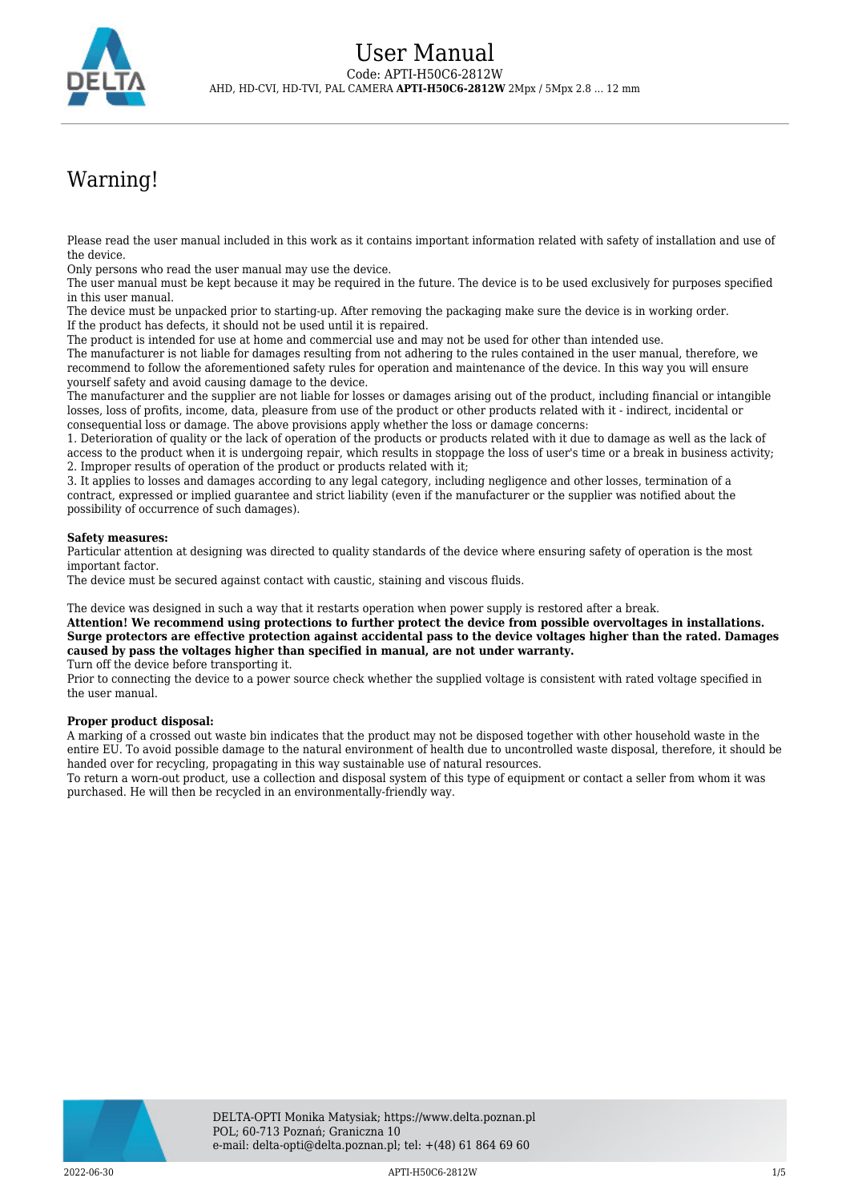# User Manual

Code: APTI-H50C6-2812W

AHD, HD-CVI, HD-TVI, PAL CAMERA **APTI-H50C6-2812W** 2Mpx / 5Mpx 2.8 ... 12 mm

## Warning!

Please read the user manual included in this work as it contains important information related with safety of installation and use of the device.
Only persons who read the user manual may use the device.
The user manual must be kept because it may be required in the future. The device is to be used exclusively for purposes specified in this user manual.
The device must be unpacked prior to starting-up. After removing the packaging make sure the device is in working order.
If the product has defects, it should not be used until it is repaired.
The product is intended for use at home and commercial use and may not be used for other than intended use.
The manufacturer is not liable for damages resulting from not adhering to the rules contained in the user manual, therefore, we recommend to follow the aforementioned safety rules for operation and maintenance of the device. In this way you will ensure yourself safety and avoid causing damage to the device.
The manufacturer and the supplier are not liable for losses or damages arising out of the product, including financial or intangible losses, loss of profits, income, data, pleasure from use of the product or other products related with it - indirect, incidental or consequential loss or damage. The above provisions apply whether the loss or damage concerns:
1. Deterioration of quality or the lack of operation of the products or products related with it due to damage as well as the lack of access to the product when it is undergoing repair, which results in stoppage the loss of user's time or a break in business activity;
2. Improper results of operation of the product or products related with it;
3. It applies to losses and damages according to any legal category, including negligence and other losses, termination of a contract, expressed or implied guarantee and strict liability (even if the manufacturer or the supplier was notified about the possibility of occurrence of such damages).

**Safety measures:**
Particular attention at designing was directed to quality standards of the device where ensuring safety of operation is the most important factor.
The device must be secured against contact with caustic, staining and viscous fluids.

The device was designed in such a way that it restarts operation when power supply is restored after a break.
**Attention! We recommend using protections to further protect the device from possible overvoltages in installations. Surge protectors are effective protection against accidental pass to the device voltages higher than the rated. Damages caused by pass the voltages higher than specified in manual, are not under warranty.**
Turn off the device before transporting it.
Prior to connecting the device to a power source check whether the supplied voltage is consistent with rated voltage specified in the user manual.

**Proper product disposal:**
A marking of a crossed out waste bin indicates that the product may not be disposed together with other household waste in the entire EU. To avoid possible damage to the natural environment of health due to uncontrolled waste disposal, therefore, it should be handed over for recycling, propagating in this way sustainable use of natural resources.
To return a worn-out product, use a collection and disposal system of this type of equipment or contact a seller from whom it was purchased. He will then be recycled in an environmentally-friendly way.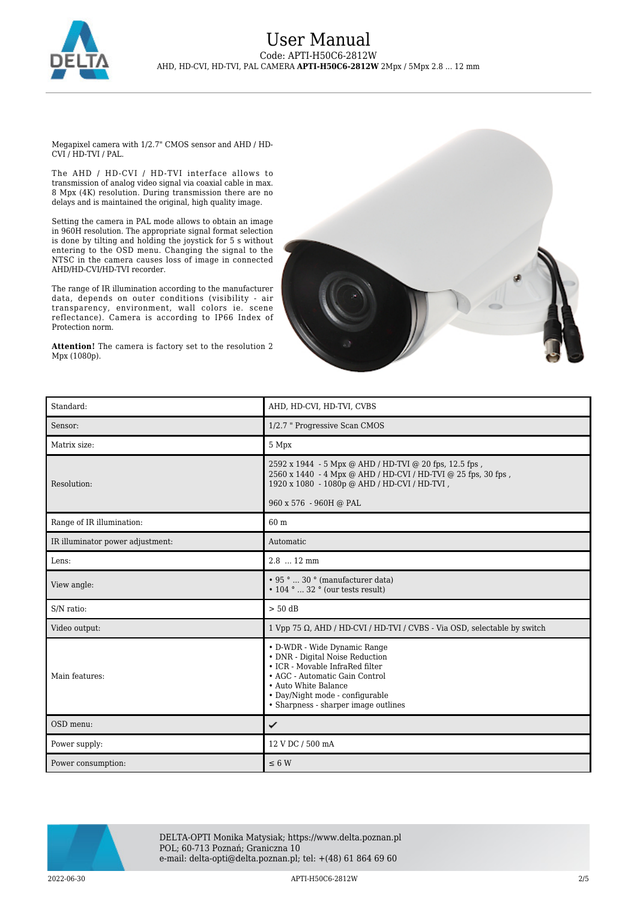Megapixel camera with 1/2.7" CMOS sensor and AHD / HD-CVI / HD-TVI / PAL.

The AHD / HD-CVI / HD-TVI interface allows to transmission of analog video signal via coaxial cable in max. 8 Mpx (4K) resolution. During transmission there are no delays and is maintained the original, high quality image.

Setting the camera in PAL mode allows to obtain an image in 960H resolution. The appropriate signal format selection is done by tilting and holding the joystick for 5 s without entering to the OSD menu. Changing the signal to the NTSC in the camera causes loss of image in connected AHD/HD-CVI/HD-TVI recorder.

The range of IR illumination according to the manufacturer data, depends on outer conditions (visibility - air transparency, environment, wall colors ie. scene reflectance). Camera is according to IP66 Index of Protection norm.

**Attention!** The camera is factory set to the resolution 2 Mpx (1080p).

| | |
|---|---|
| Standard: | AHD, HD-CVI, HD-TVI, CVBS |
| Sensor: | 1/2.7 " Progressive Scan CMOS |
| Matrix size: | 5 Mpx |
| Resolution: | 2592 x 1944 - 5 Mpx @ AHD / HD-TVI @ 20 fps, 12.5 fps ,<br>2560 x 1440 - 4 Mpx @ AHD / HD-CVI / HD-TVI @ 25 fps, 30 fps ,<br>1920 x 1080 - 1080p @ AHD / HD-CVI / HD-TVI ,<br><br>960 x 576 - 960H @ PAL |
| Range of IR illumination: | 60 m |
| IR illuminator power adjustment: | Automatic |
| Lens: | 2.8 ... 12 mm |
| View angle: | • 95 ° ... 30 ° (manufacturer data)<br>• 104 ° ... 32 ° (our tests result) |
| S/N ratio: | > 50 dB |
| Video output: | 1 Vpp 75 Ω, AHD / HD-CVI / HD-TVI / CVBS - Via OSD, selectable by switch |
| Main features: | • D-WDR - Wide Dynamic Range<br>• DNR - Digital Noise Reduction<br>• ICR - Movable InfraRed filter<br>• AGC - Automatic Gain Control<br>• Auto White Balance<br>• Day/Night mode - configurable<br>• Sharpness - sharper image outlines |
| OSD menu: | ✔ |
| Power supply: | 12 V DC / 500 mA |
| Power consumption: | ≤ 6 W |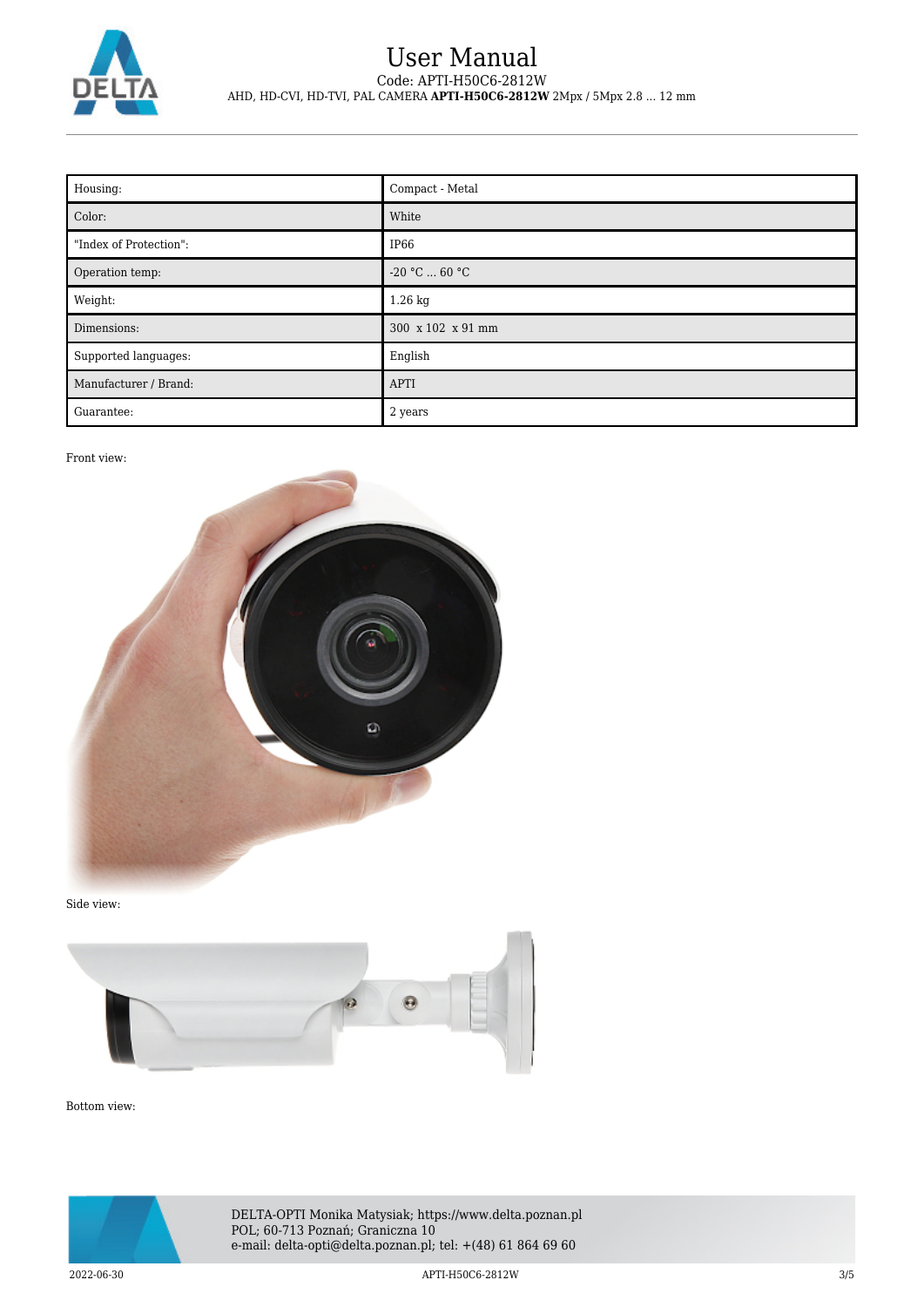| Housing: | Compact - Metal |
| --- | --- |
| Color: | White |
| "Index of Protection": | IP66 |
| Operation temp: | -20 °C ... 60 °C |
| Weight: | 1.26 kg |
| Dimensions: | 300 x 102 x 91 mm |
| Supported languages: | English |
| Manufacturer / Brand: | APTI |
| Guarantee: | 2 years |

Front view:

Side view:

Bottom view: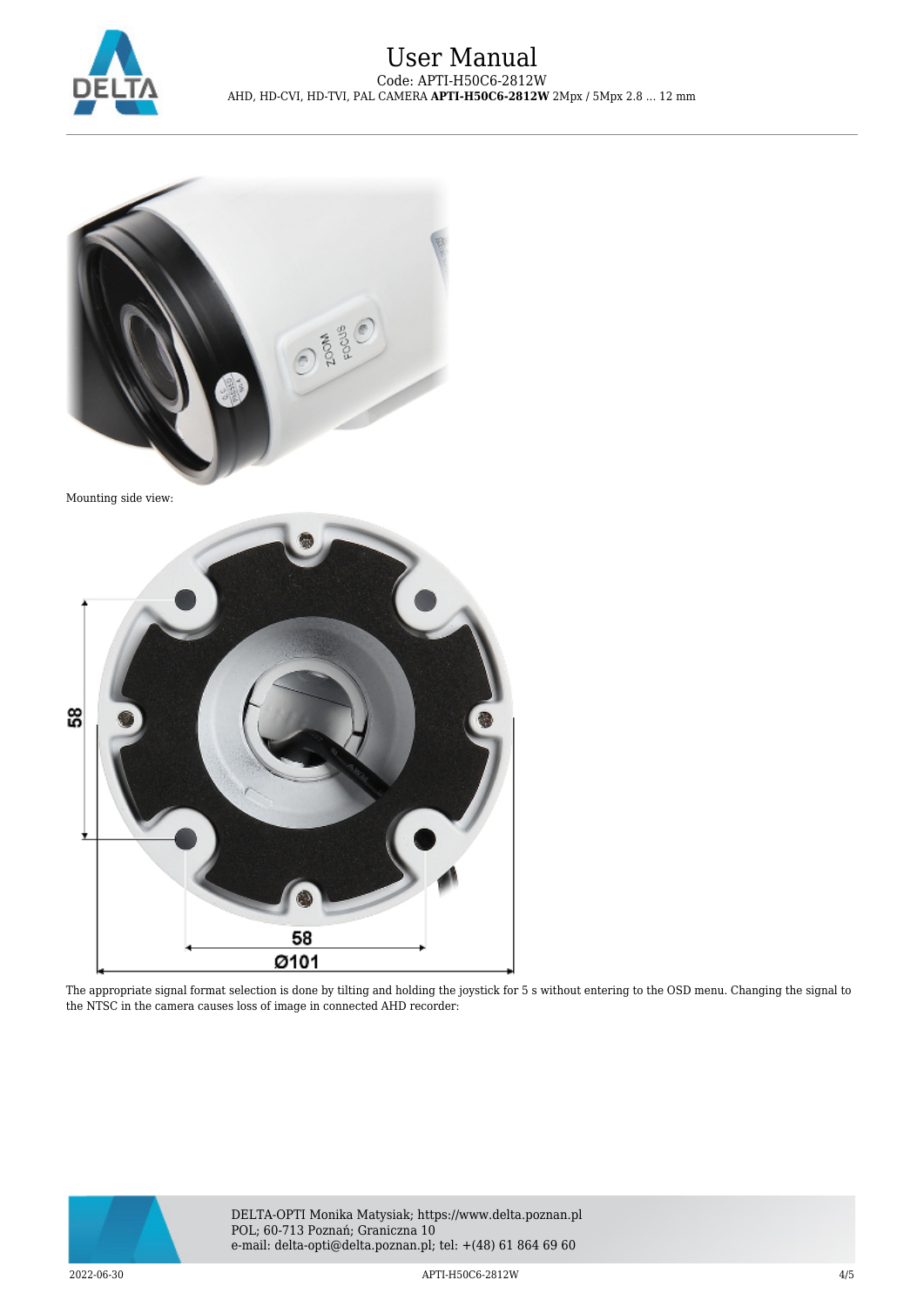Mounting side view:

The appropriate signal format selection is done by tilting and holding the joystick for 5 s without entering to the OSD menu. Changing the signal to the NTSC in the camera causes loss of image in connected AHD recorder: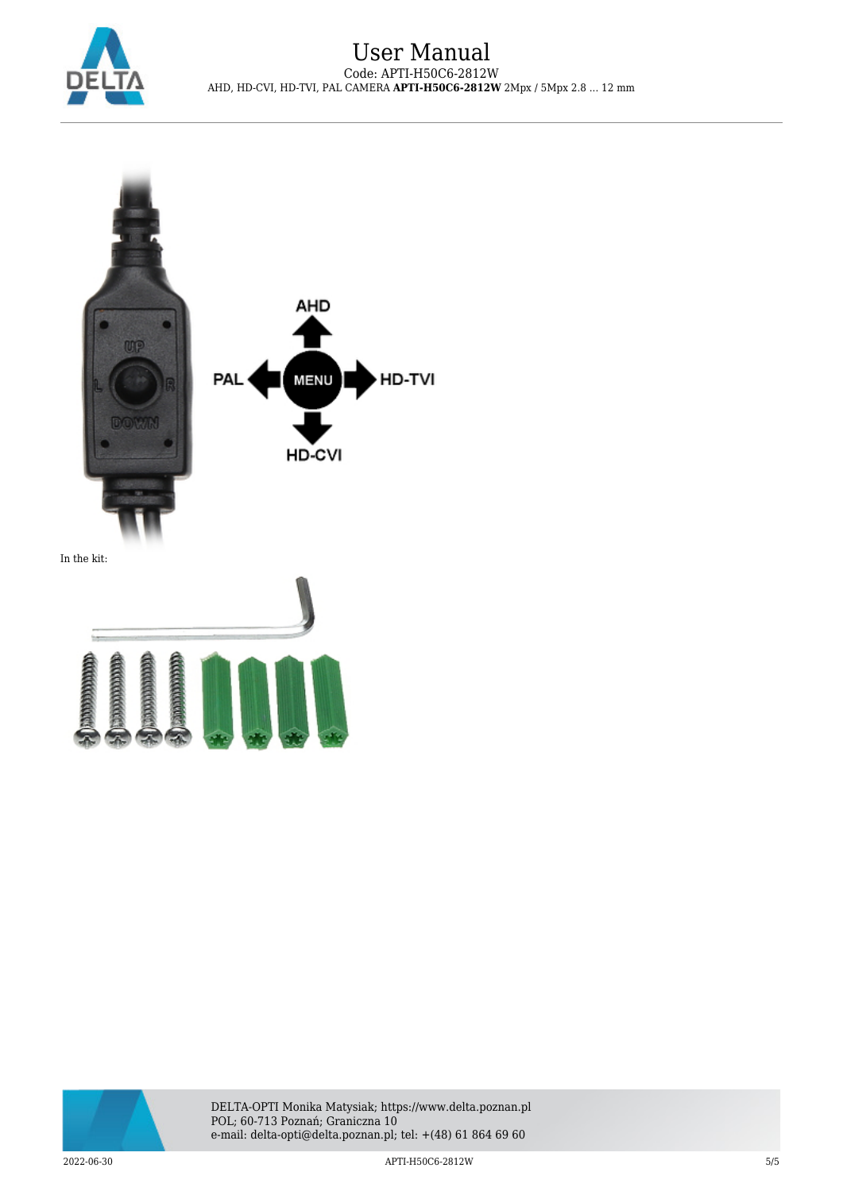AHD

PAL

MENU

HD-TVI

HD-CVI

In the kit: